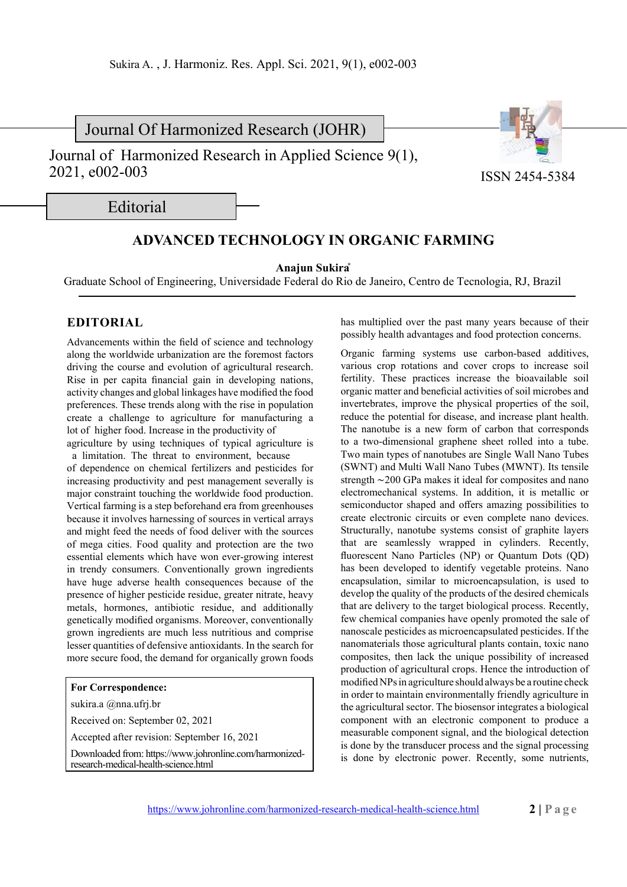Journal Of Harmonized Research (JOHR)

Journal of Harmonized Research in Applied Science 9(1), 2021, e002-003

ISSN 2454-5384

Editorial

# ADVANCED TECHNOLOGY IN ORGANIC FARMING

**Anajun Sukira***

Graduate School of Engineering, Universidade Federal do Rio de Janeiro, Centro de Tecnologia, RJ, Brazil

## EDITORIAL

Advancements within the field of science and technology along the worldwide urbanization are the foremost factors driving the course and evolution of agricultural research. Rise in per capita financial gain in developing nations, activity changes and global linkages have modified the food preferences. These trends along with the rise in population create a challenge to agriculture for manufacturing a lot of higher food. Increase in the productivity of agriculture by using techniques of typical agriculture is a limitation. The threat to environment, because of dependence on chemical fertilizers and pesticides for increasing productivity and pest management severally is major constraint touching the worldwide food production. Vertical farming is a step beforehand era from greenhouses because it involves harnessing of sources in vertical arrays and might feed the needs of food deliver with the sources of mega cities. Food quality and protection are the two essential elements which have won ever-growing interest in trendy consumers. Conventionally grown ingredients have huge adverse health consequences because of the presence of higher pesticide residue, greater nitrate, heavy metals, hormones, antibiotic residue, and additionally genetically modified organisms. Moreover, conventionally grown ingredients are much less nutritious and comprise lesser quantities of defensive antioxidants. In the search for more secure food, the demand for organically grown foods has multiplied over the past many years because of their possibly health advantages and food protection concerns.

Organic farming systems use carbon-based additives, various crop rotations and cover crops to increase soil fertility. These practices increase the bioavailable soil organic matter and beneficial activities of soil microbes and invertebrates, improve the physical properties of the soil, reduce the potential for disease, and increase plant health. The nanotube is a new form of carbon that corresponds to a two-dimensional graphene sheet rolled into a tube. Two main types of nanotubes are Single Wall Nano Tubes (SWNT) and Multi Wall Nano Tubes (MWNT). Its tensile strength ~200 GPa makes it ideal for composites and nano electromechanical systems. In addition, it is metallic or semiconductor shaped and offers amazing possibilities to create electronic circuits or even complete nano devices. Structurally, nanotube systems consist of graphite layers that are seamlessly wrapped in cylinders. Recently, fluorescent Nano Particles (NP) or Quantum Dots (QD) has been developed to identify vegetable proteins. Nano encapsulation, similar to microencapsulation, is used to develop the quality of the products of the desired chemicals that are delivery to the target biological process. Recently, few chemical companies have openly promoted the sale of nanoscale pesticides as microencapsulated pesticides. If the nanomaterials those agricultural plants contain, toxic nano composites, then lack the unique possibility of increased production of agricultural crops. Hence the introduction of modified NPs in agriculture should always be a routine check in order to maintain environmentally friendly agriculture in the agricultural sector. The biosensor integrates a biological component with an electronic component to produce a measurable component signal, and the biological detection is done by the transducer process and the signal processing is done by electronic power. Recently, some nutrients,

**For Correspondence:**
sukira.a @nna.ufrj.br
Received on: September 02, 2021
Accepted after revision: September 16, 2021
Downloaded from: https://www.johronline.com/harmonized-research-medical-health-science.html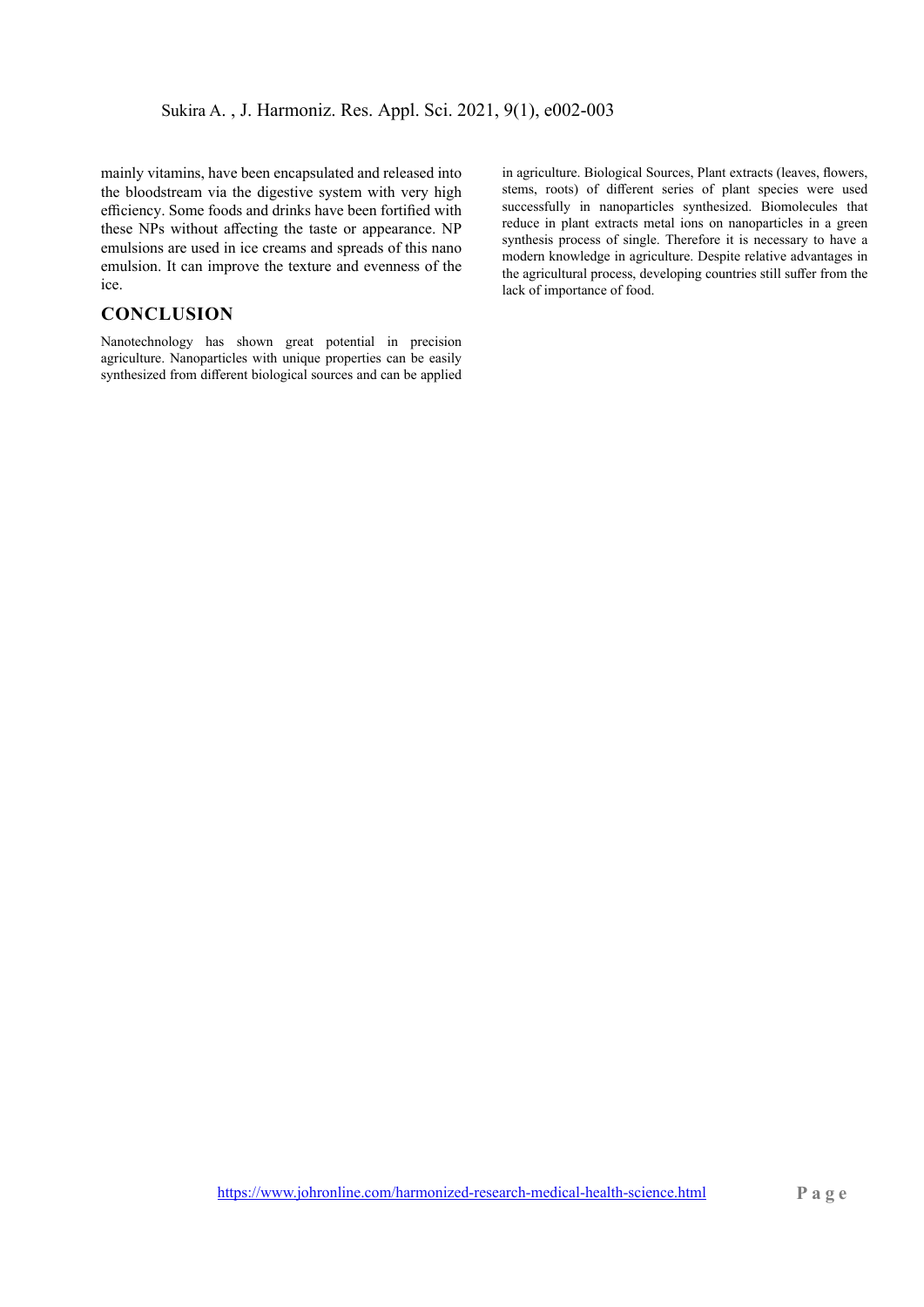mainly vitamins, have been encapsulated and released into the bloodstream via the digestive system with very high efficiency. Some foods and drinks have been fortified with these NPs without affecting the taste or appearance. NP emulsions are used in ice creams and spreads of this nano emulsion. It can improve the texture and evenness of the ice.

## CONCLUSION

Nanotechnology has shown great potential in precision agriculture. Nanoparticles with unique properties can be easily synthesized from different biological sources and can be applied in agriculture. Biological Sources, Plant extracts (leaves, flowers, stems, roots) of different series of plant species were used successfully in nanoparticles synthesized. Biomolecules that reduce in plant extracts metal ions on nanoparticles in a green synthesis process of single. Therefore it is necessary to have a modern knowledge in agriculture. Despite relative advantages in the agricultural process, developing countries still suffer from the lack of importance of food.